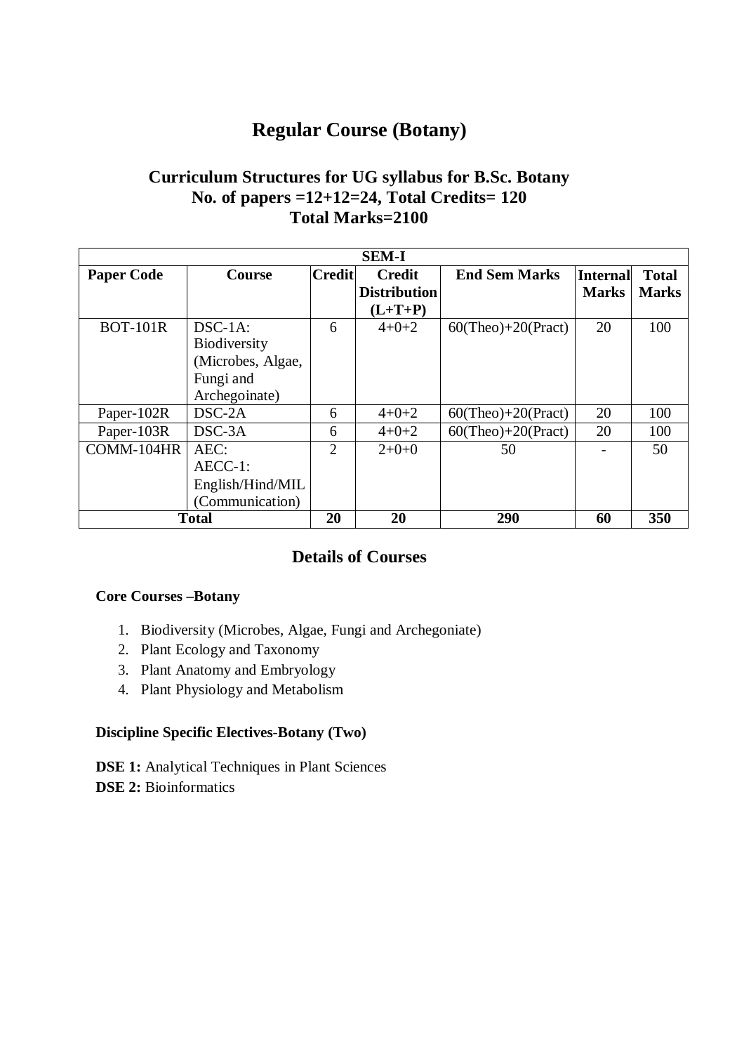# Regular Course (Botany)

## Curriculum Structures for UG syllabus for B.Sc. Botany
## No. of papers =12+12=24, Total Credits= 120
## Total Marks=2100

| SEM-I | | | | | | |
|---|---|---|---|---|---|---|
| **Paper Code** | **Course** | **Credit** | **Credit Distribution (L+T+P)** | **End Sem Marks** | **Internal Marks** | **Total Marks** |
| BOT-101R | DSC-1A: Biodiversity (Microbes, Algae, Fungi and Archegoinate) | 6 | 4+0+2 | 60(Theo)+20(Pract) | 20 | 100 |
| Paper-102R | DSC-2A | 6 | 4+0+2 | 60(Theo)+20(Pract) | 20 | 100 |
| Paper-103R | DSC-3A | 6 | 4+0+2 | 60(Theo)+20(Pract) | 20 | 100 |
| COMM-104HR | AEC: AECC-1: English/Hind/MIL (Communication) | 2 | 2+0+0 | 50 | - | 50 |
| **Total** | | **20** | **20** | **290** | **60** | **350** |

## Details of Courses

**Core Courses –Botany**

1. Biodiversity (Microbes, Algae, Fungi and Archegoniate)
2. Plant Ecology and Taxonomy
3. Plant Anatomy and Embryology
4. Plant Physiology and Metabolism

**Discipline Specific Electives-Botany (Two)**

**DSE 1:** Analytical Techniques in Plant Sciences
**DSE 2:** Bioinformatics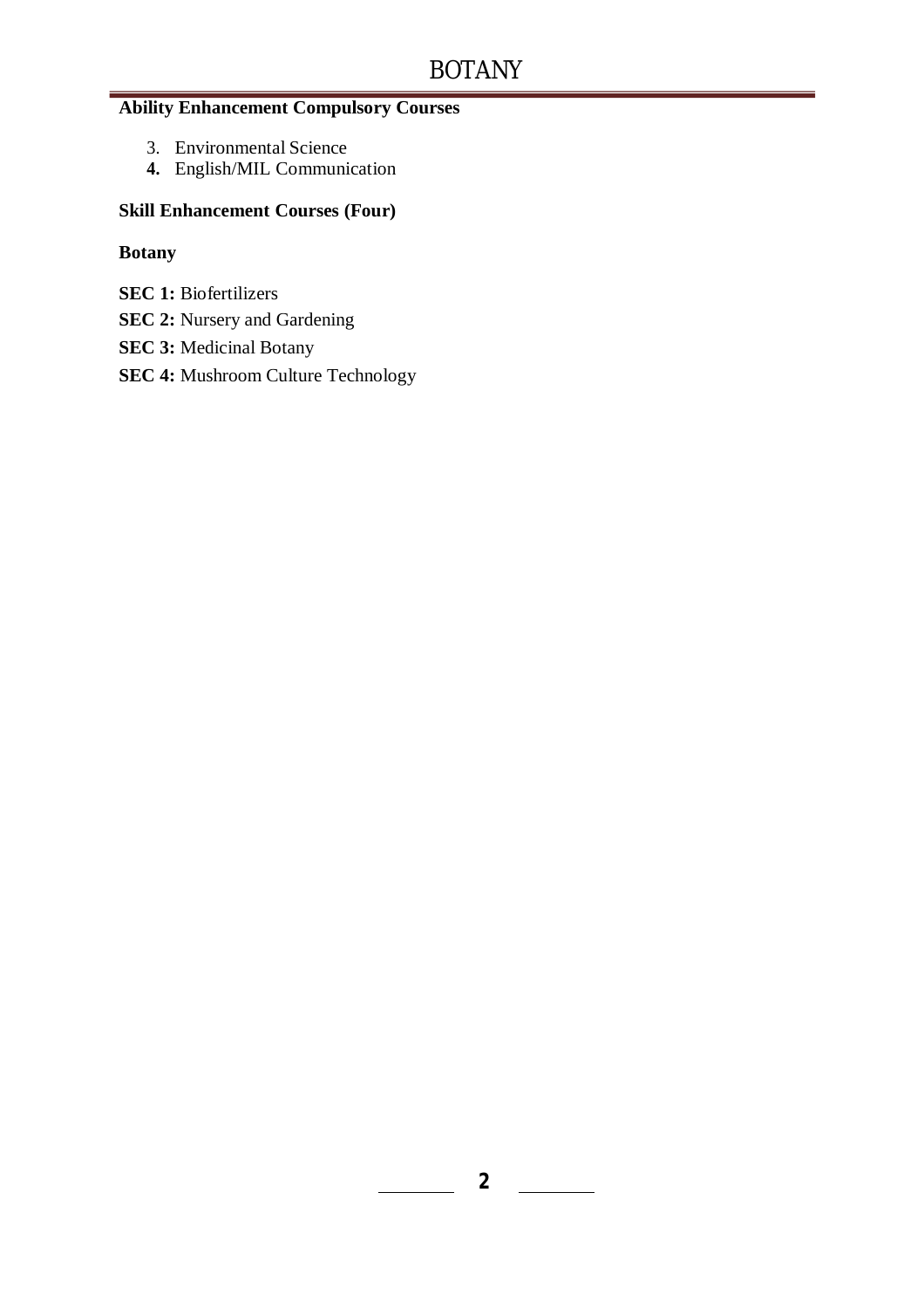**Ability Enhancement Compulsory Courses**

3. Environmental Science
4. English/MIL Communication

**Skill Enhancement Courses (Four)**

**Botany**

**SEC 1:** Biofertilizers

**SEC 2:** Nursery and Gardening

**SEC 3:** Medicinal Botany

**SEC 4:** Mushroom Culture Technology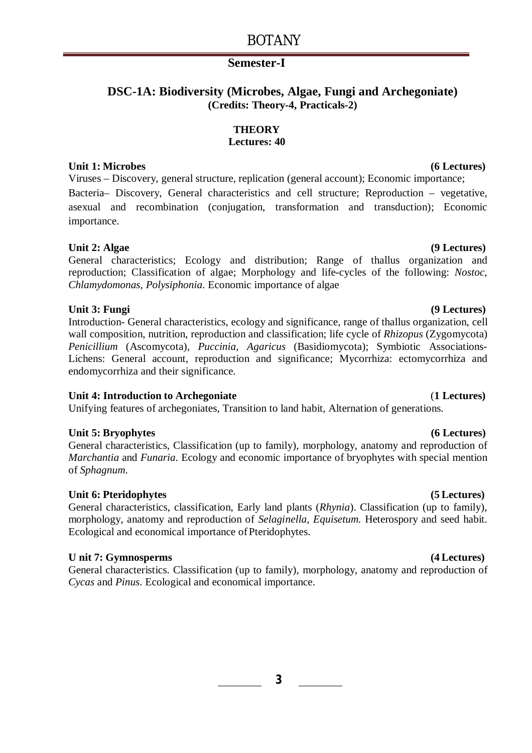# BOTANY

## Semester-I

### DSC-1A: Biodiversity (Microbes, Algae, Fungi and Archegoniate)
**(Credits: Theory-4, Practicals-2)**

**THEORY**
**Lectures: 40**

**Unit 1: Microbes (6 Lectures)**

Viruses – Discovery, general structure, replication (general account); Economic importance; Bacteria– Discovery, General characteristics and cell structure; Reproduction – vegetative, asexual and recombination (conjugation, transformation and transduction); Economic importance.

**Unit 2: Algae (9 Lectures)**

General characteristics; Ecology and distribution; Range of thallus organization and reproduction; Classification of algae; Morphology and life-cycles of the following: *Nostoc*, *Chlamydomonas*, *Polysiphonia*. Economic importance of algae

**Unit 3: Fungi (9 Lectures)**

Introduction- General characteristics, ecology and significance, range of thallus organization, cell wall composition, nutrition, reproduction and classification; life cycle of *Rhizopus* (Zygomycota) *Penicillium* (Ascomycota), *Puccinia*, *Agaricus* (Basidiomycota); Symbiotic Associations-Lichens: General account, reproduction and significance; Mycorrhiza: ectomycorrhiza and endomycorrhiza and their significance.

**Unit 4: Introduction to Archegoniate (1 Lectures)**

Unifying features of archegoniates, Transition to land habit, Alternation of generations.

**Unit 5: Bryophytes (6 Lectures)**

General characteristics, Classification (up to family), morphology, anatomy and reproduction of *Marchantia* and *Funaria*. Ecology and economic importance of bryophytes with special mention of *Sphagnum*.

**Unit 6: Pteridophytes (5 Lectures)**

General characteristics, classification, Early land plants (*Rhynia*). Classification (up to family), morphology, anatomy and reproduction of *Selaginella*, *Equisetum*. Heterospory and seed habit. Ecological and economical importance of Pteridophytes.

**U nit 7: Gymnosperms (4 Lectures)**

General characteristics. Classification (up to family), morphology, anatomy and reproduction of *Cycas* and *Pinus*. Ecological and economical importance.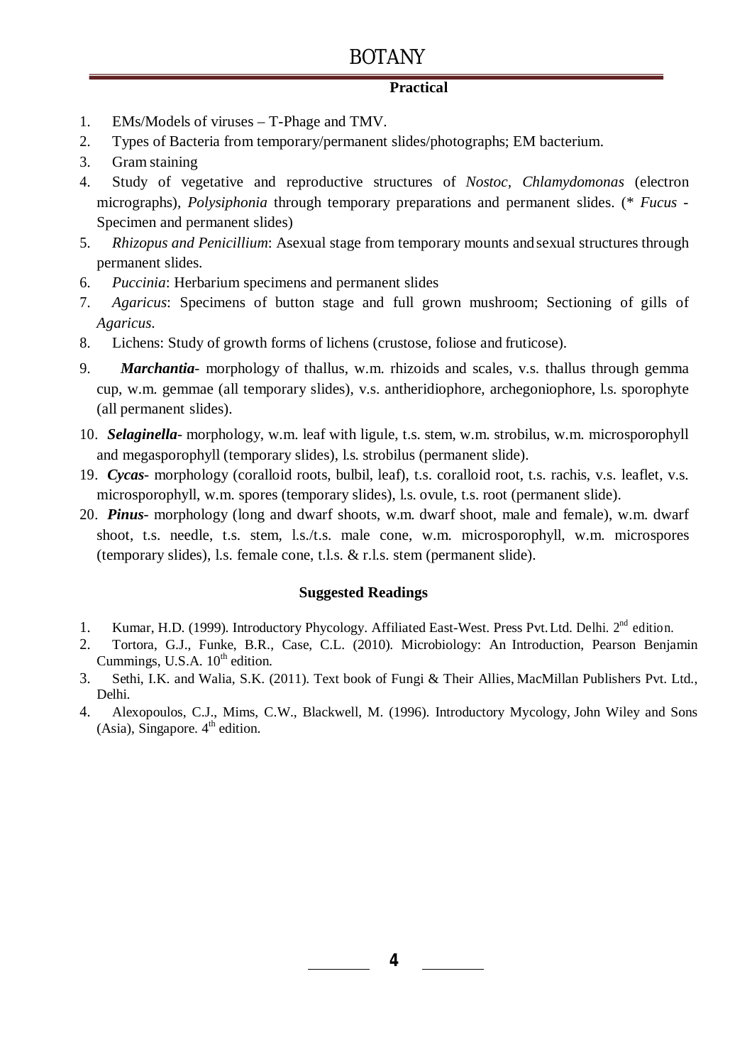**Practical**

1. EMs/Models of viruses – T-Phage and TMV.
2. Types of Bacteria from temporary/permanent slides/photographs; EM bacterium.
3. Gram staining
4. Study of vegetative and reproductive structures of *Nostoc*, *Chlamydomonas* (electron micrographs), *Polysiphonia* through temporary preparations and permanent slides. (* *Fucus* - Specimen and permanent slides)
5. *Rhizopus and Penicillium*: Asexual stage from temporary mounts and sexual structures through permanent slides.
6. *Puccinia*: Herbarium specimens and permanent slides
7. *Agaricus*: Specimens of button stage and full grown mushroom; Sectioning of gills of *Agaricus*.
8. Lichens: Study of growth forms of lichens (crustose, foliose and fruticose).
9. ***Marchantia***- morphology of thallus, w.m. rhizoids and scales, v.s. thallus through gemma cup, w.m. gemmae (all temporary slides), v.s. antheridiophore, archegoniophore, l.s. sporophyte (all permanent slides).
10. ***Selaginella***- morphology, w.m. leaf with ligule, t.s. stem, w.m. strobilus, w.m. microsporophyll and megasporophyll (temporary slides), l.s. strobilus (permanent slide).
19. ***Cycas***- morphology (coralloid roots, bulbil, leaf), t.s. coralloid root, t.s. rachis, v.s. leaflet, v.s. microsporophyll, w.m. spores (temporary slides), l.s. ovule, t.s. root (permanent slide).
20. ***Pinus***- morphology (long and dwarf shoots, w.m. dwarf shoot, male and female), w.m. dwarf shoot, t.s. needle, t.s. stem, l.s./t.s. male cone, w.m. microsporophyll, w.m. microspores (temporary slides), l.s. female cone, t.l.s. & r.l.s. stem (permanent slide).

**Suggested Readings**

1. Kumar, H.D. (1999). Introductory Phycology. Affiliated East-West. Press Pvt. Ltd. Delhi. 2nd edition.
2. Tortora, G.J., Funke, B.R., Case, C.L. (2010). Microbiology: An Introduction, Pearson Benjamin Cummings, U.S.A. 10th edition.
3. Sethi, I.K. and Walia, S.K. (2011). Text book of Fungi & Their Allies, MacMillan Publishers Pvt. Ltd., Delhi.
4. Alexopoulos, C.J., Mims, C.W., Blackwell, M. (1996). Introductory Mycology, John Wiley and Sons (Asia), Singapore. 4th edition.